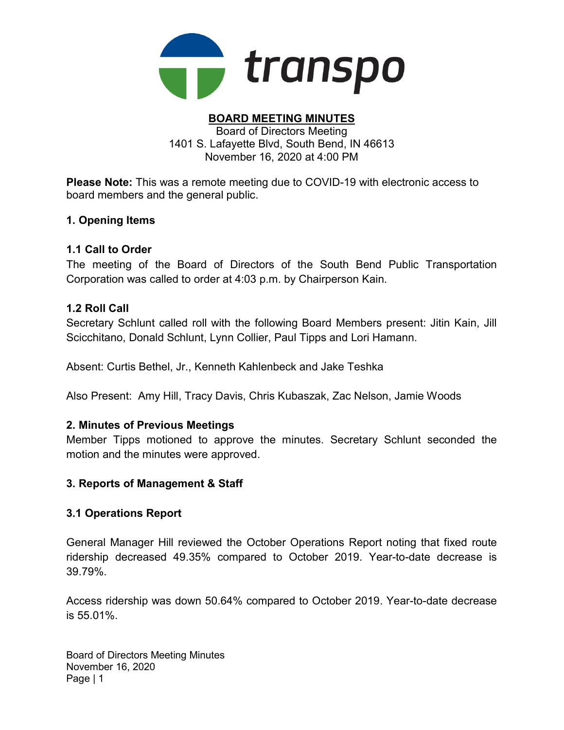transpo

# BOARD MEETING MINUTES

Board of Directors Meeting
1401 S. Lafayette Blvd, South Bend, IN 46613
November 16, 2020 at 4:00 PM

**Please Note:** This was a remote meeting due to COVID-19 with electronic access to board members and the general public.

## 1. Opening Items

### 1.1 Call to Order

The meeting of the Board of Directors of the South Bend Public Transportation Corporation was called to order at 4:03 p.m. by Chairperson Kain.

### 1.2 Roll Call

Secretary Schlunt called roll with the following Board Members present: Jitin Kain, Jill Scicchitano, Donald Schlunt, Lynn Collier, Paul Tipps and Lori Hamann.

Absent: Curtis Bethel, Jr., Kenneth Kahlenbeck and Jake Teshka

Also Present: Amy Hill, Tracy Davis, Chris Kubaszak, Zac Nelson, Jamie Woods

## 2. Minutes of Previous Meetings

Member Tipps motioned to approve the minutes. Secretary Schlunt seconded the motion and the minutes were approved.

## 3. Reports of Management & Staff

### 3.1 Operations Report

General Manager Hill reviewed the October Operations Report noting that fixed route ridership decreased 49.35% compared to October 2019. Year-to-date decrease is 39.79%.

Access ridership was down 50.64% compared to October 2019. Year-to-date decrease is 55.01%.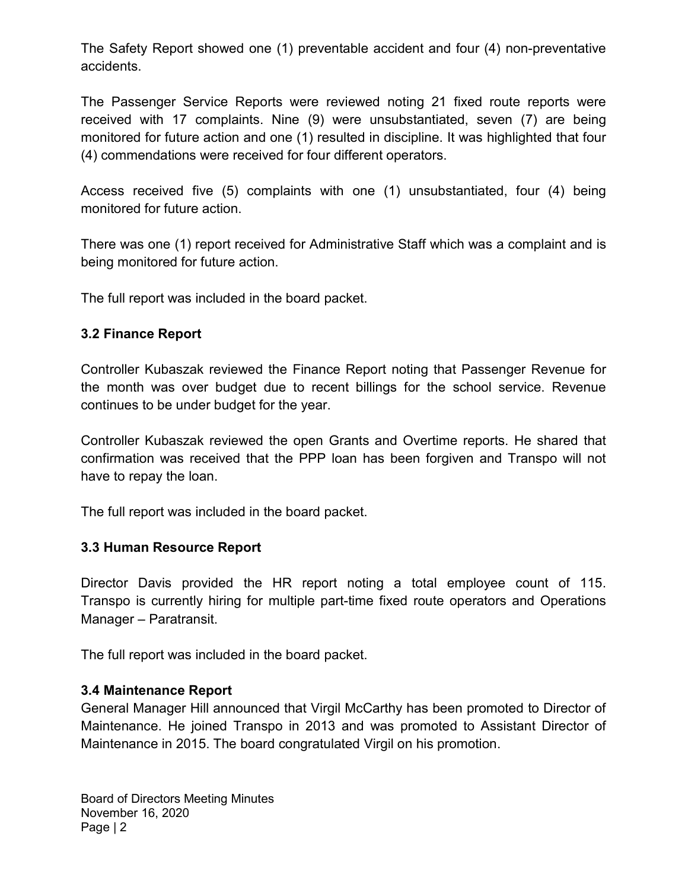The Safety Report showed one (1) preventable accident and four (4) non-preventative accidents.

The Passenger Service Reports were reviewed noting 21 fixed route reports were received with 17 complaints. Nine (9) were unsubstantiated, seven (7) are being monitored for future action and one (1) resulted in discipline. It was highlighted that four (4) commendations were received for four different operators.

Access received five (5) complaints with one (1) unsubstantiated, four (4) being monitored for future action.

There was one (1) report received for Administrative Staff which was a complaint and is being monitored for future action.

The full report was included in the board packet.

### 3.2 Finance Report

Controller Kubaszak reviewed the Finance Report noting that Passenger Revenue for the month was over budget due to recent billings for the school service. Revenue continues to be under budget for the year.

Controller Kubaszak reviewed the open Grants and Overtime reports. He shared that confirmation was received that the PPP loan has been forgiven and Transpo will not have to repay the loan.

The full report was included in the board packet.

### 3.3 Human Resource Report

Director Davis provided the HR report noting a total employee count of 115. Transpo is currently hiring for multiple part-time fixed route operators and Operations Manager – Paratransit.

The full report was included in the board packet.

### 3.4 Maintenance Report

General Manager Hill announced that Virgil McCarthy has been promoted to Director of Maintenance. He joined Transpo in 2013 and was promoted to Assistant Director of Maintenance in 2015. The board congratulated Virgil on his promotion.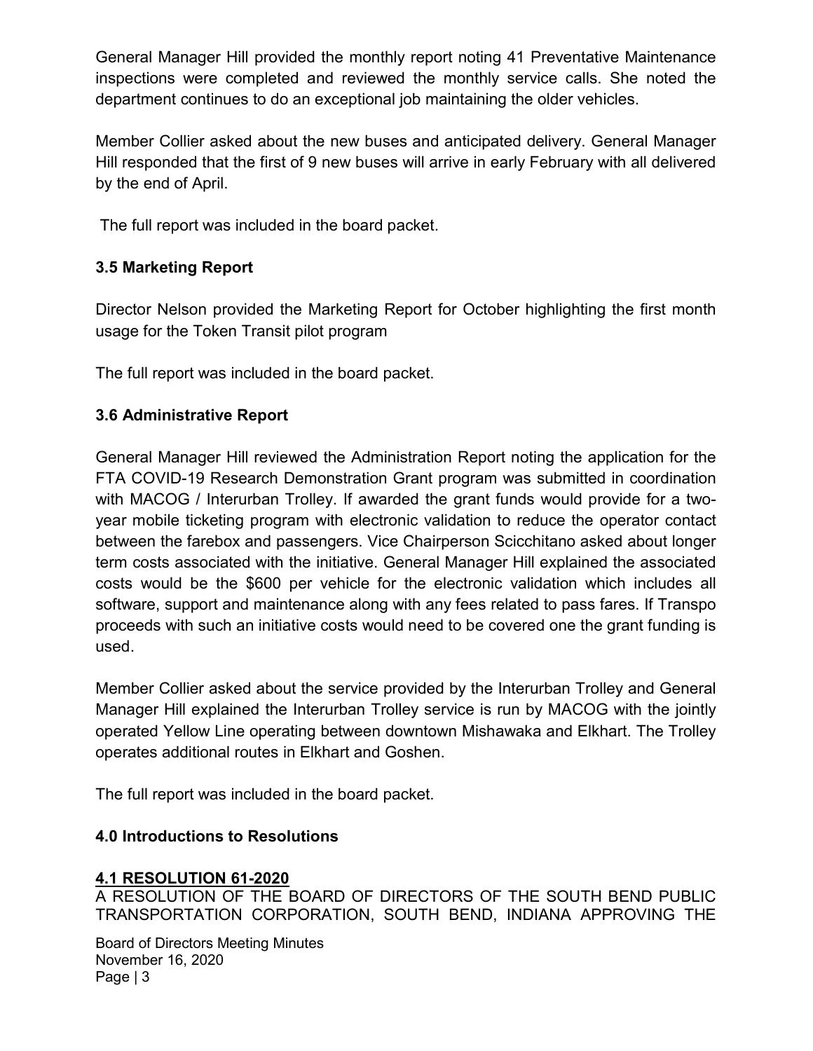General Manager Hill provided the monthly report noting 41 Preventative Maintenance inspections were completed and reviewed the monthly service calls. She noted the department continues to do an exceptional job maintaining the older vehicles.

Member Collier asked about the new buses and anticipated delivery. General Manager Hill responded that the first of 9 new buses will arrive in early February with all delivered by the end of April.

The full report was included in the board packet.

### 3.5 Marketing Report

Director Nelson provided the Marketing Report for October highlighting the first month usage for the Token Transit pilot program

The full report was included in the board packet.

### 3.6 Administrative Report

General Manager Hill reviewed the Administration Report noting the application for the FTA COVID-19 Research Demonstration Grant program was submitted in coordination with MACOG / Interurban Trolley. If awarded the grant funds would provide for a two-year mobile ticketing program with electronic validation to reduce the operator contact between the farebox and passengers. Vice Chairperson Scicchitano asked about longer term costs associated with the initiative. General Manager Hill explained the associated costs would be the $600 per vehicle for the electronic validation which includes all software, support and maintenance along with any fees related to pass fares. If Transpo proceeds with such an initiative costs would need to be covered one the grant funding is used.

Member Collier asked about the service provided by the Interurban Trolley and General Manager Hill explained the Interurban Trolley service is run by MACOG with the jointly operated Yellow Line operating between downtown Mishawaka and Elkhart. The Trolley operates additional routes in Elkhart and Goshen.

The full report was included in the board packet.

## 4.0 Introductions to Resolutions

### 4.1 RESOLUTION 61-2020

A RESOLUTION OF THE BOARD OF DIRECTORS OF THE SOUTH BEND PUBLIC TRANSPORTATION CORPORATION, SOUTH BEND, INDIANA APPROVING THE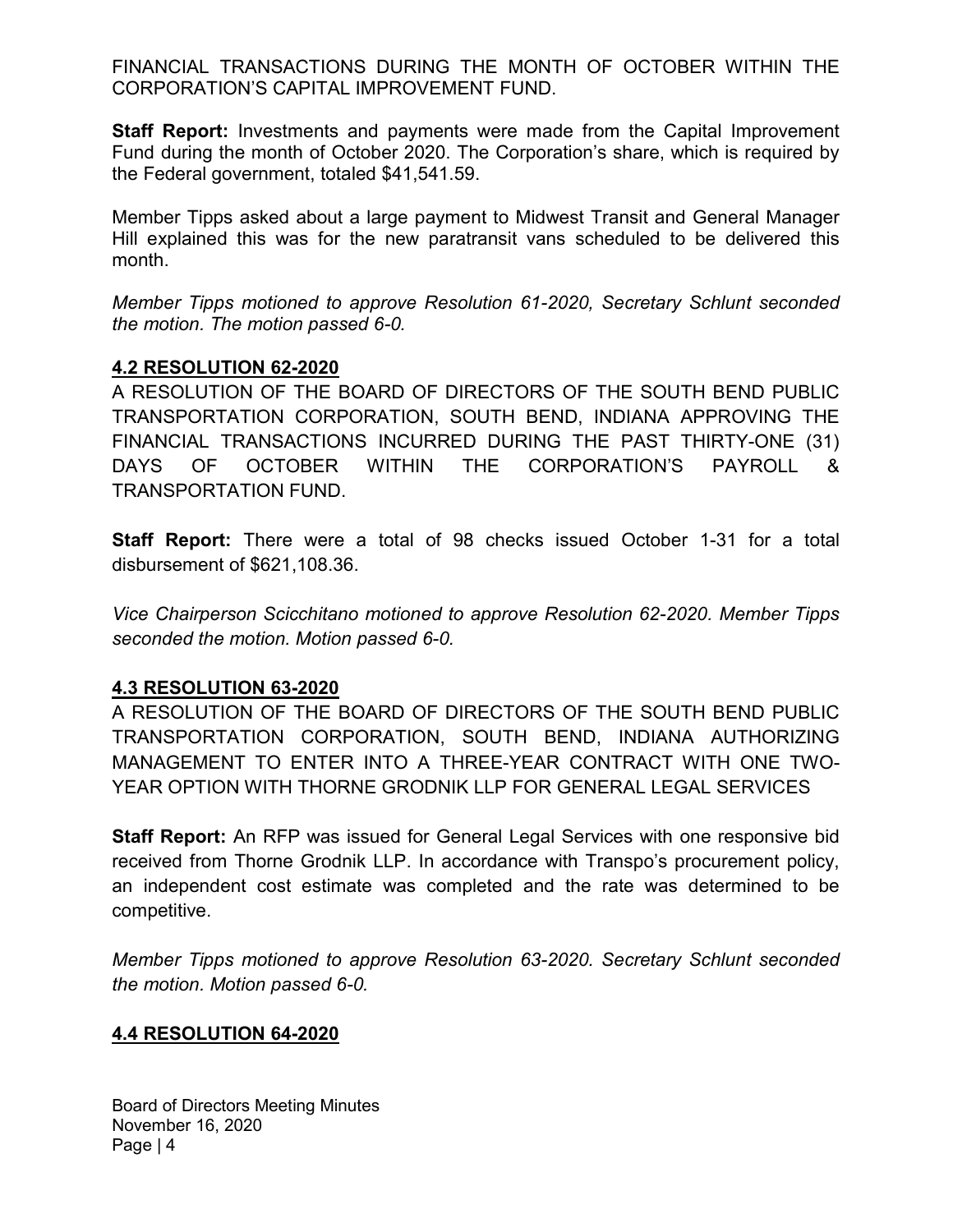FINANCIAL TRANSACTIONS DURING THE MONTH OF OCTOBER WITHIN THE CORPORATION'S CAPITAL IMPROVEMENT FUND.

**Staff Report:** Investments and payments were made from the Capital Improvement Fund during the month of October 2020. The Corporation's share, which is required by the Federal government, totaled $41,541.59.

Member Tipps asked about a large payment to Midwest Transit and General Manager Hill explained this was for the new paratransit vans scheduled to be delivered this month.

*Member Tipps motioned to approve Resolution 61-2020, Secretary Schlunt seconded the motion. The motion passed 6-0.*

**4.2 RESOLUTION 62-2020**

A RESOLUTION OF THE BOARD OF DIRECTORS OF THE SOUTH BEND PUBLIC TRANSPORTATION CORPORATION, SOUTH BEND, INDIANA APPROVING THE FINANCIAL TRANSACTIONS INCURRED DURING THE PAST THIRTY-ONE (31) DAYS OF OCTOBER WITHIN THE CORPORATION'S PAYROLL & TRANSPORTATION FUND.

**Staff Report:** There were a total of 98 checks issued October 1-31 for a total disbursement of $621,108.36.

*Vice Chairperson Scicchitano motioned to approve Resolution 62-2020. Member Tipps seconded the motion. Motion passed 6-0.*

**4.3 RESOLUTION 63-2020**

A RESOLUTION OF THE BOARD OF DIRECTORS OF THE SOUTH BEND PUBLIC TRANSPORTATION CORPORATION, SOUTH BEND, INDIANA AUTHORIZING MANAGEMENT TO ENTER INTO A THREE-YEAR CONTRACT WITH ONE TWO-YEAR OPTION WITH THORNE GRODNIK LLP FOR GENERAL LEGAL SERVICES

**Staff Report:** An RFP was issued for General Legal Services with one responsive bid received from Thorne Grodnik LLP. In accordance with Transpo's procurement policy, an independent cost estimate was completed and the rate was determined to be competitive.

*Member Tipps motioned to approve Resolution 63-2020. Secretary Schlunt seconded the motion. Motion passed 6-0.*

**4.4 RESOLUTION 64-2020**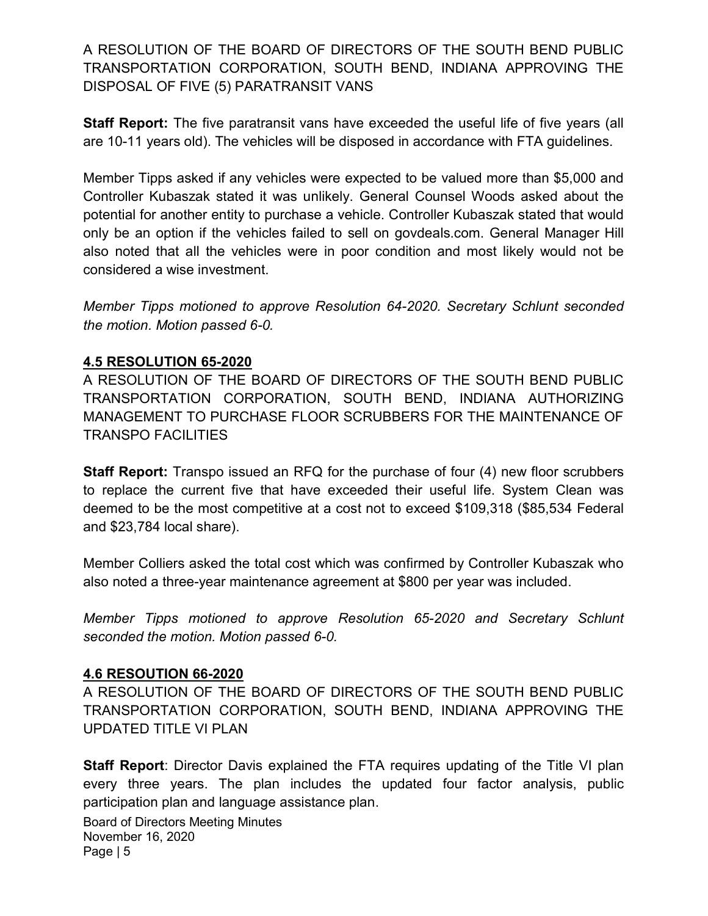A RESOLUTION OF THE BOARD OF DIRECTORS OF THE SOUTH BEND PUBLIC TRANSPORTATION CORPORATION, SOUTH BEND, INDIANA APPROVING THE DISPOSAL OF FIVE (5) PARATRANSIT VANS

**Staff Report:** The five paratransit vans have exceeded the useful life of five years (all are 10-11 years old). The vehicles will be disposed in accordance with FTA guidelines.

Member Tipps asked if any vehicles were expected to be valued more than $5,000 and Controller Kubaszak stated it was unlikely. General Counsel Woods asked about the potential for another entity to purchase a vehicle. Controller Kubaszak stated that would only be an option if the vehicles failed to sell on govdeals.com. General Manager Hill also noted that all the vehicles were in poor condition and most likely would not be considered a wise investment.

*Member Tipps motioned to approve Resolution 64-2020. Secretary Schlunt seconded the motion. Motion passed 6-0.*

## 4.5 RESOLUTION 65-2020

A RESOLUTION OF THE BOARD OF DIRECTORS OF THE SOUTH BEND PUBLIC TRANSPORTATION CORPORATION, SOUTH BEND, INDIANA AUTHORIZING MANAGEMENT TO PURCHASE FLOOR SCRUBBERS FOR THE MAINTENANCE OF TRANSPO FACILITIES

**Staff Report:** Transpo issued an RFQ for the purchase of four (4) new floor scrubbers to replace the current five that have exceeded their useful life. System Clean was deemed to be the most competitive at a cost not to exceed $109,318 ($85,534 Federal and $23,784 local share).

Member Colliers asked the total cost which was confirmed by Controller Kubaszak who also noted a three-year maintenance agreement at $800 per year was included.

*Member Tipps motioned to approve Resolution 65-2020 and Secretary Schlunt seconded the motion. Motion passed 6-0.*

## 4.6 RESOUTION 66-2020

A RESOLUTION OF THE BOARD OF DIRECTORS OF THE SOUTH BEND PUBLIC TRANSPORTATION CORPORATION, SOUTH BEND, INDIANA APPROVING THE UPDATED TITLE VI PLAN

**Staff Report**: Director Davis explained the FTA requires updating of the Title VI plan every three years. The plan includes the updated four factor analysis, public participation plan and language assistance plan.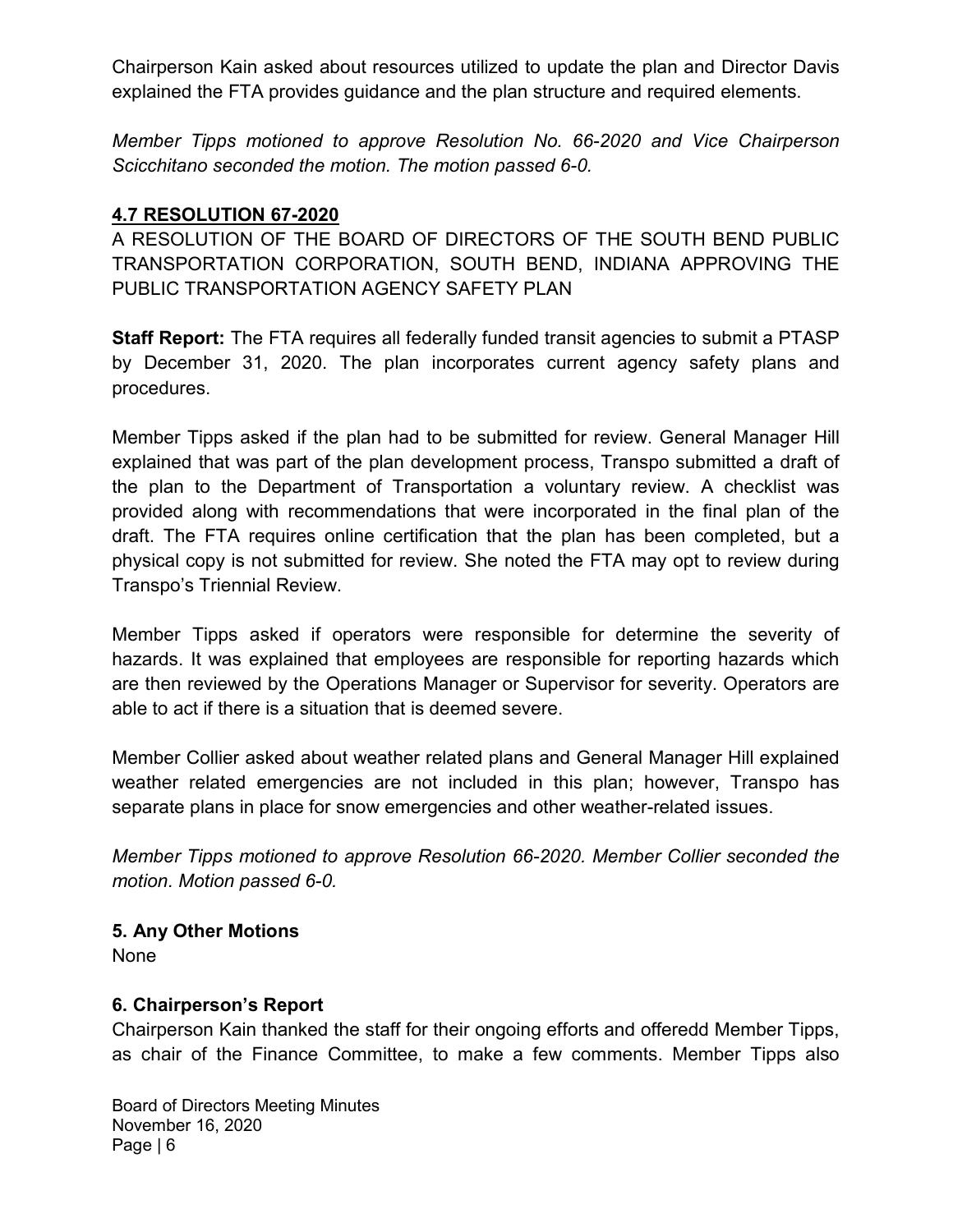Chairperson Kain asked about resources utilized to update the plan and Director Davis explained the FTA provides guidance and the plan structure and required elements.

*Member Tipps motioned to approve Resolution No. 66-2020 and Vice Chairperson Scicchitano seconded the motion. The motion passed 6-0.*

### 4.7 RESOLUTION 67-2020

A RESOLUTION OF THE BOARD OF DIRECTORS OF THE SOUTH BEND PUBLIC TRANSPORTATION CORPORATION, SOUTH BEND, INDIANA APPROVING THE PUBLIC TRANSPORTATION AGENCY SAFETY PLAN

**Staff Report:** The FTA requires all federally funded transit agencies to submit a PTASP by December 31, 2020. The plan incorporates current agency safety plans and procedures.

Member Tipps asked if the plan had to be submitted for review. General Manager Hill explained that was part of the plan development process, Transpo submitted a draft of the plan to the Department of Transportation a voluntary review. A checklist was provided along with recommendations that were incorporated in the final plan of the draft. The FTA requires online certification that the plan has been completed, but a physical copy is not submitted for review. She noted the FTA may opt to review during Transpo's Triennial Review.

Member Tipps asked if operators were responsible for determine the severity of hazards. It was explained that employees are responsible for reporting hazards which are then reviewed by the Operations Manager or Supervisor for severity. Operators are able to act if there is a situation that is deemed severe.

Member Collier asked about weather related plans and General Manager Hill explained weather related emergencies are not included in this plan; however, Transpo has separate plans in place for snow emergencies and other weather-related issues.

*Member Tipps motioned to approve Resolution 66-2020. Member Collier seconded the motion. Motion passed 6-0.*

### 5. Any Other Motions

None

### 6. Chairperson's Report

Chairperson Kain thanked the staff for their ongoing efforts and offeredd Member Tipps, as chair of the Finance Committee, to make a few comments. Member Tipps also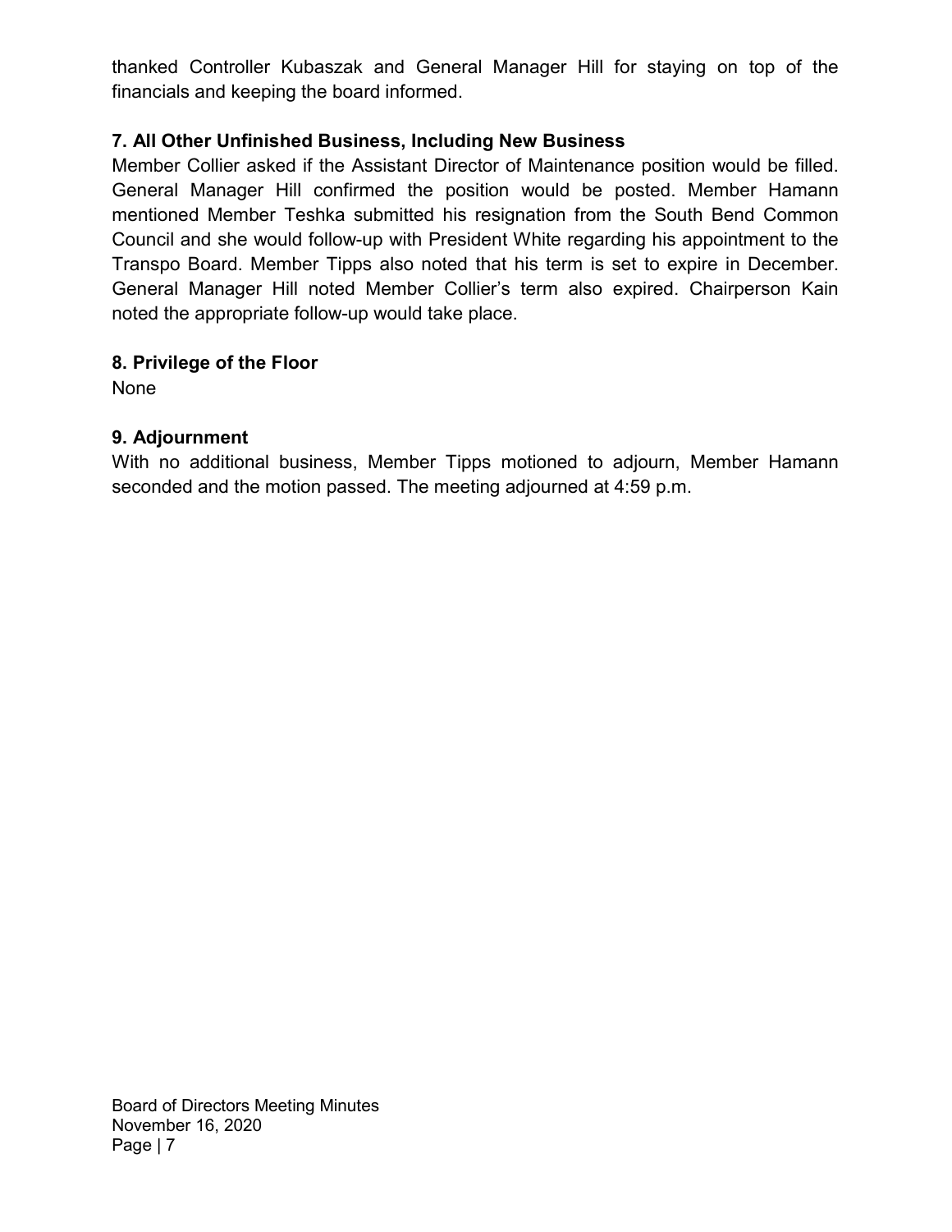thanked Controller Kubaszak and General Manager Hill for staying on top of the financials and keeping the board informed.

### 7. All Other Unfinished Business, Including New Business

Member Collier asked if the Assistant Director of Maintenance position would be filled. General Manager Hill confirmed the position would be posted. Member Hamann mentioned Member Teshka submitted his resignation from the South Bend Common Council and she would follow-up with President White regarding his appointment to the Transpo Board. Member Tipps also noted that his term is set to expire in December. General Manager Hill noted Member Collier's term also expired. Chairperson Kain noted the appropriate follow-up would take place.

### 8. Privilege of the Floor

None

### 9. Adjournment

With no additional business, Member Tipps motioned to adjourn, Member Hamann seconded and the motion passed. The meeting adjourned at 4:59 p.m.